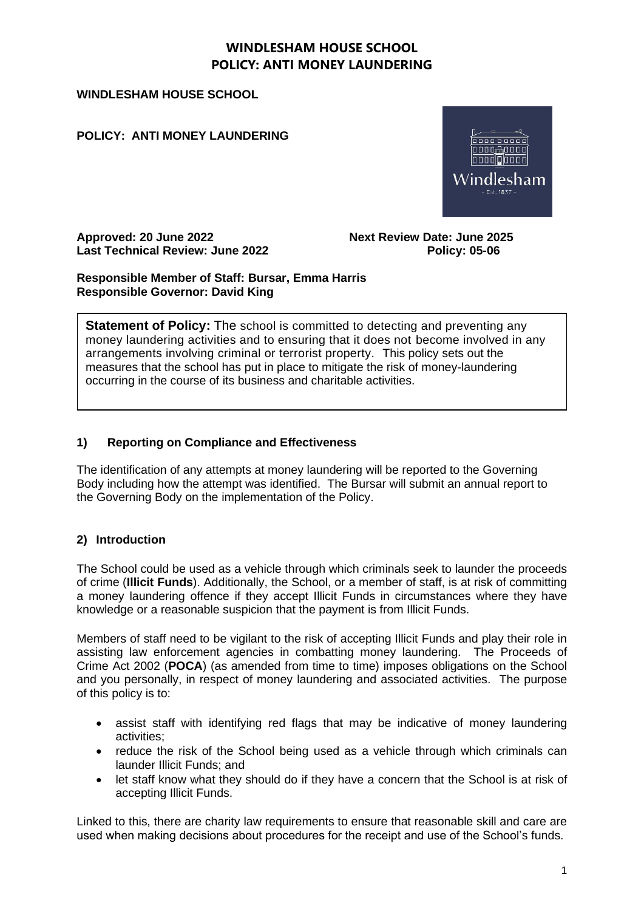**WINDLESHAM HOUSE SCHOOL**

**POLICY: ANTI MONEY LAUNDERING**

**Approved: 20 June 2022** **Next Review Date: June 2025**
**Last Technical Review: June 2022** **Policy: 05-06**

**Responsible Member of Staff: Bursar, Emma Harris**
**Responsible Governor: David King**

**Statement of Policy:** The school is committed to detecting and preventing any money laundering activities and to ensuring that it does not become involved in any arrangements involving criminal or terrorist property. This policy sets out the measures that the school has put in place to mitigate the risk of money-laundering occurring in the course of its business and charitable activities.

## 1) Reporting on Compliance and Effectiveness

The identification of any attempts at money laundering will be reported to the Governing Body including how the attempt was identified. The Bursar will submit an annual report to the Governing Body on the implementation of the Policy.

## 2) Introduction

The School could be used as a vehicle through which criminals seek to launder the proceeds of crime (**Illicit Funds**). Additionally, the School, or a member of staff, is at risk of committing a money laundering offence if they accept Illicit Funds in circumstances where they have knowledge or a reasonable suspicion that the payment is from Illicit Funds.

Members of staff need to be vigilant to the risk of accepting Illicit Funds and play their role in assisting law enforcement agencies in combatting money laundering. The Proceeds of Crime Act 2002 (**POCA**) (as amended from time to time) imposes obligations on the School and you personally, in respect of money laundering and associated activities. The purpose of this policy is to:

- assist staff with identifying red flags that may be indicative of money laundering activities;
- reduce the risk of the School being used as a vehicle through which criminals can launder Illicit Funds; and
- let staff know what they should do if they have a concern that the School is at risk of accepting Illicit Funds.

Linked to this, there are charity law requirements to ensure that reasonable skill and care are used when making decisions about procedures for the receipt and use of the School's funds.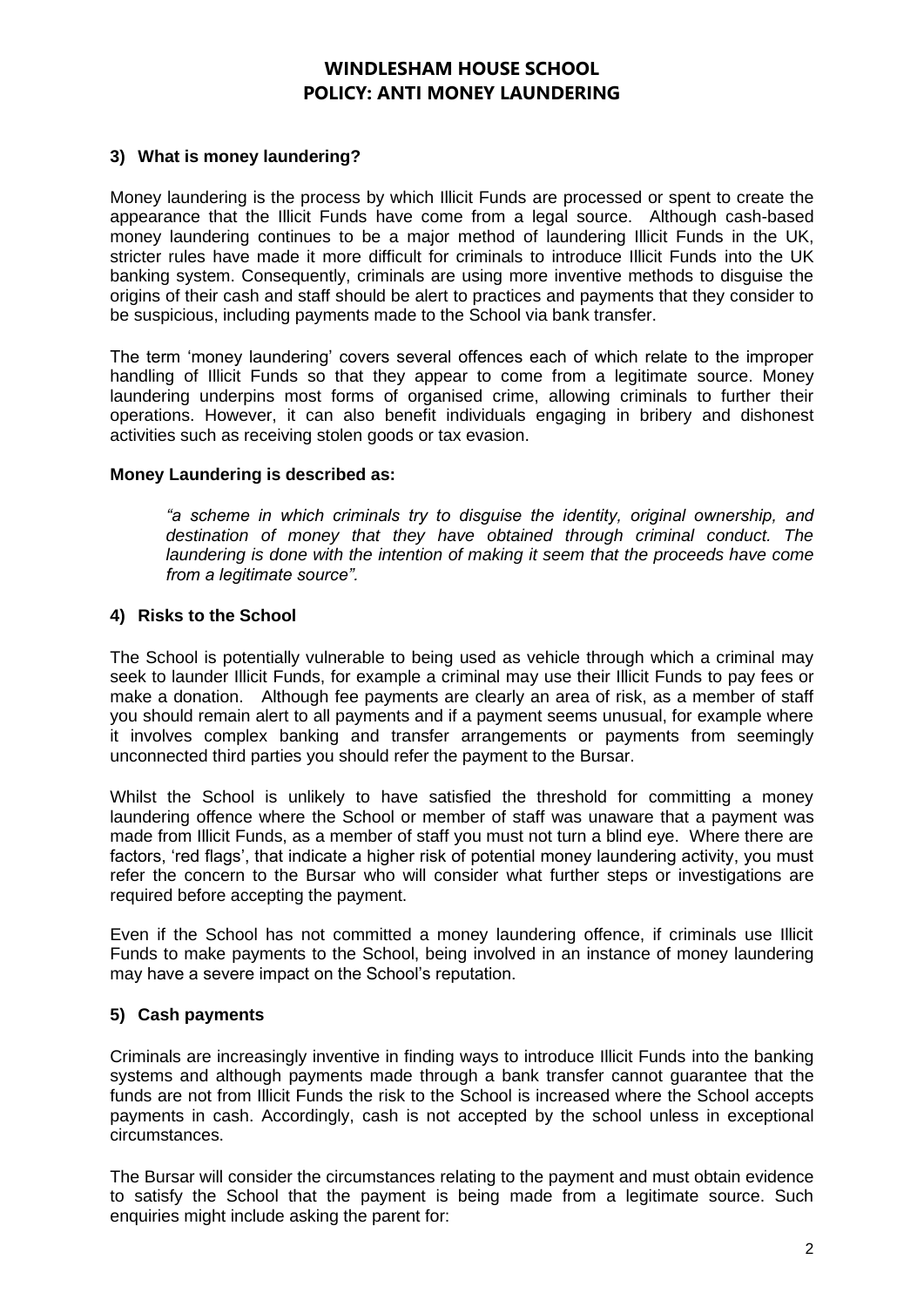## 3) What is money laundering?

Money laundering is the process by which Illicit Funds are processed or spent to create the appearance that the Illicit Funds have come from a legal source. Although cash-based money laundering continues to be a major method of laundering Illicit Funds in the UK, stricter rules have made it more difficult for criminals to introduce Illicit Funds into the UK banking system. Consequently, criminals are using more inventive methods to disguise the origins of their cash and staff should be alert to practices and payments that they consider to be suspicious, including payments made to the School via bank transfer.

The term 'money laundering' covers several offences each of which relate to the improper handling of Illicit Funds so that they appear to come from a legitimate source. Money laundering underpins most forms of organised crime, allowing criminals to further their operations. However, it can also benefit individuals engaging in bribery and dishonest activities such as receiving stolen goods or tax evasion.

**Money Laundering is described as:**

> *"a scheme in which criminals try to disguise the identity, original ownership, and destination of money that they have obtained through criminal conduct. The laundering is done with the intention of making it seem that the proceeds have come from a legitimate source".*

## 4) Risks to the School

The School is potentially vulnerable to being used as vehicle through which a criminal may seek to launder Illicit Funds, for example a criminal may use their Illicit Funds to pay fees or make a donation. Although fee payments are clearly an area of risk, as a member of staff you should remain alert to all payments and if a payment seems unusual, for example where it involves complex banking and transfer arrangements or payments from seemingly unconnected third parties you should refer the payment to the Bursar.

Whilst the School is unlikely to have satisfied the threshold for committing a money laundering offence where the School or member of staff was unaware that a payment was made from Illicit Funds, as a member of staff you must not turn a blind eye. Where there are factors, 'red flags', that indicate a higher risk of potential money laundering activity, you must refer the concern to the Bursar who will consider what further steps or investigations are required before accepting the payment.

Even if the School has not committed a money laundering offence, if criminals use Illicit Funds to make payments to the School, being involved in an instance of money laundering may have a severe impact on the School's reputation.

## 5) Cash payments

Criminals are increasingly inventive in finding ways to introduce Illicit Funds into the banking systems and although payments made through a bank transfer cannot guarantee that the funds are not from Illicit Funds the risk to the School is increased where the School accepts payments in cash. Accordingly, cash is not accepted by the school unless in exceptional circumstances.

The Bursar will consider the circumstances relating to the payment and must obtain evidence to satisfy the School that the payment is being made from a legitimate source. Such enquiries might include asking the parent for: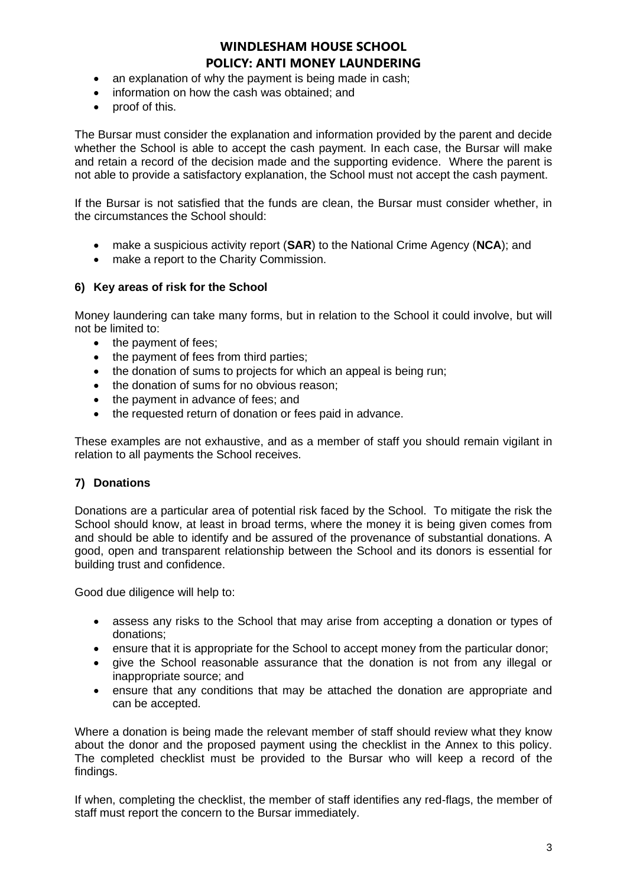- an explanation of why the payment is being made in cash;
- information on how the cash was obtained; and
- proof of this.

The Bursar must consider the explanation and information provided by the parent and decide whether the School is able to accept the cash payment. In each case, the Bursar will make and retain a record of the decision made and the supporting evidence. Where the parent is not able to provide a satisfactory explanation, the School must not accept the cash payment.

If the Bursar is not satisfied that the funds are clean, the Bursar must consider whether, in the circumstances the School should:

- make a suspicious activity report (**SAR**) to the National Crime Agency (**NCA**); and
- make a report to the Charity Commission.

### 6) Key areas of risk for the School

Money laundering can take many forms, but in relation to the School it could involve, but will not be limited to:

- the payment of fees;
- the payment of fees from third parties;
- the donation of sums to projects for which an appeal is being run;
- the donation of sums for no obvious reason;
- the payment in advance of fees; and
- the requested return of donation or fees paid in advance.

These examples are not exhaustive, and as a member of staff you should remain vigilant in relation to all payments the School receives.

### 7) Donations

Donations are a particular area of potential risk faced by the School. To mitigate the risk the School should know, at least in broad terms, where the money it is being given comes from and should be able to identify and be assured of the provenance of substantial donations. A good, open and transparent relationship between the School and its donors is essential for building trust and confidence.

Good due diligence will help to:

- assess any risks to the School that may arise from accepting a donation or types of donations;
- ensure that it is appropriate for the School to accept money from the particular donor;
- give the School reasonable assurance that the donation is not from any illegal or inappropriate source; and
- ensure that any conditions that may be attached the donation are appropriate and can be accepted.

Where a donation is being made the relevant member of staff should review what they know about the donor and the proposed payment using the checklist in the Annex to this policy. The completed checklist must be provided to the Bursar who will keep a record of the findings.

If when, completing the checklist, the member of staff identifies any red-flags, the member of staff must report the concern to the Bursar immediately.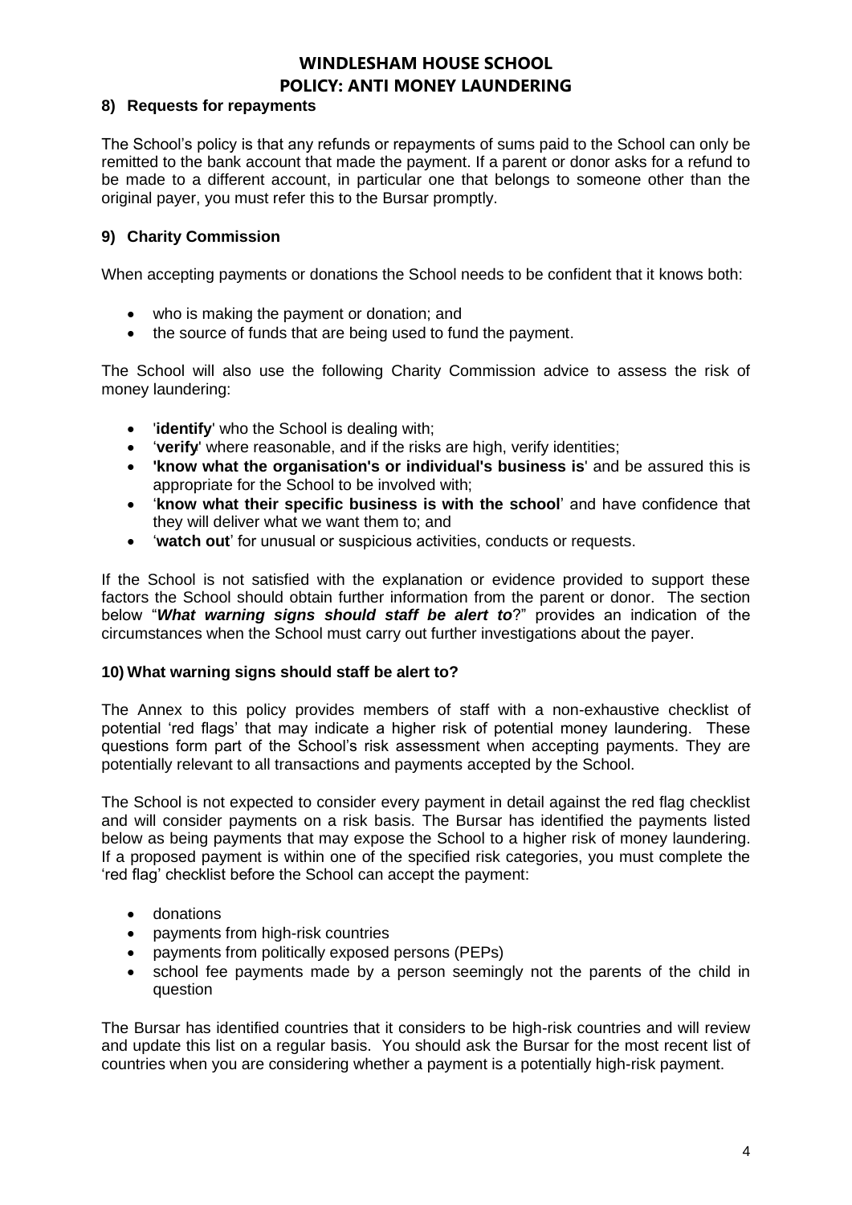## 8) Requests for repayments

The School's policy is that any refunds or repayments of sums paid to the School can only be remitted to the bank account that made the payment. If a parent or donor asks for a refund to be made to a different account, in particular one that belongs to someone other than the original payer, you must refer this to the Bursar promptly.

## 9) Charity Commission

When accepting payments or donations the School needs to be confident that it knows both:

- who is making the payment or donation; and
- the source of funds that are being used to fund the payment.

The School will also use the following Charity Commission advice to assess the risk of money laundering:

- '**identify**' who the School is dealing with;
- '**verify**' where reasonable, and if the risks are high, verify identities;
- **'know what the organisation's or individual's business is**' and be assured this is appropriate for the School to be involved with;
- '**know what their specific business is with the school**' and have confidence that they will deliver what we want them to; and
- '**watch out**' for unusual or suspicious activities, conducts or requests.

If the School is not satisfied with the explanation or evidence provided to support these factors the School should obtain further information from the parent or donor. The section below "***What warning signs should staff be alert to***?" provides an indication of the circumstances when the School must carry out further investigations about the payer.

## 10) What warning signs should staff be alert to?

The Annex to this policy provides members of staff with a non-exhaustive checklist of potential 'red flags' that may indicate a higher risk of potential money laundering. These questions form part of the School's risk assessment when accepting payments. They are potentially relevant to all transactions and payments accepted by the School.

The School is not expected to consider every payment in detail against the red flag checklist and will consider payments on a risk basis. The Bursar has identified the payments listed below as being payments that may expose the School to a higher risk of money laundering. If a proposed payment is within one of the specified risk categories, you must complete the 'red flag' checklist before the School can accept the payment:

- donations
- payments from high-risk countries
- payments from politically exposed persons (PEPs)
- school fee payments made by a person seemingly not the parents of the child in question

The Bursar has identified countries that it considers to be high-risk countries and will review and update this list on a regular basis. You should ask the Bursar for the most recent list of countries when you are considering whether a payment is a potentially high-risk payment.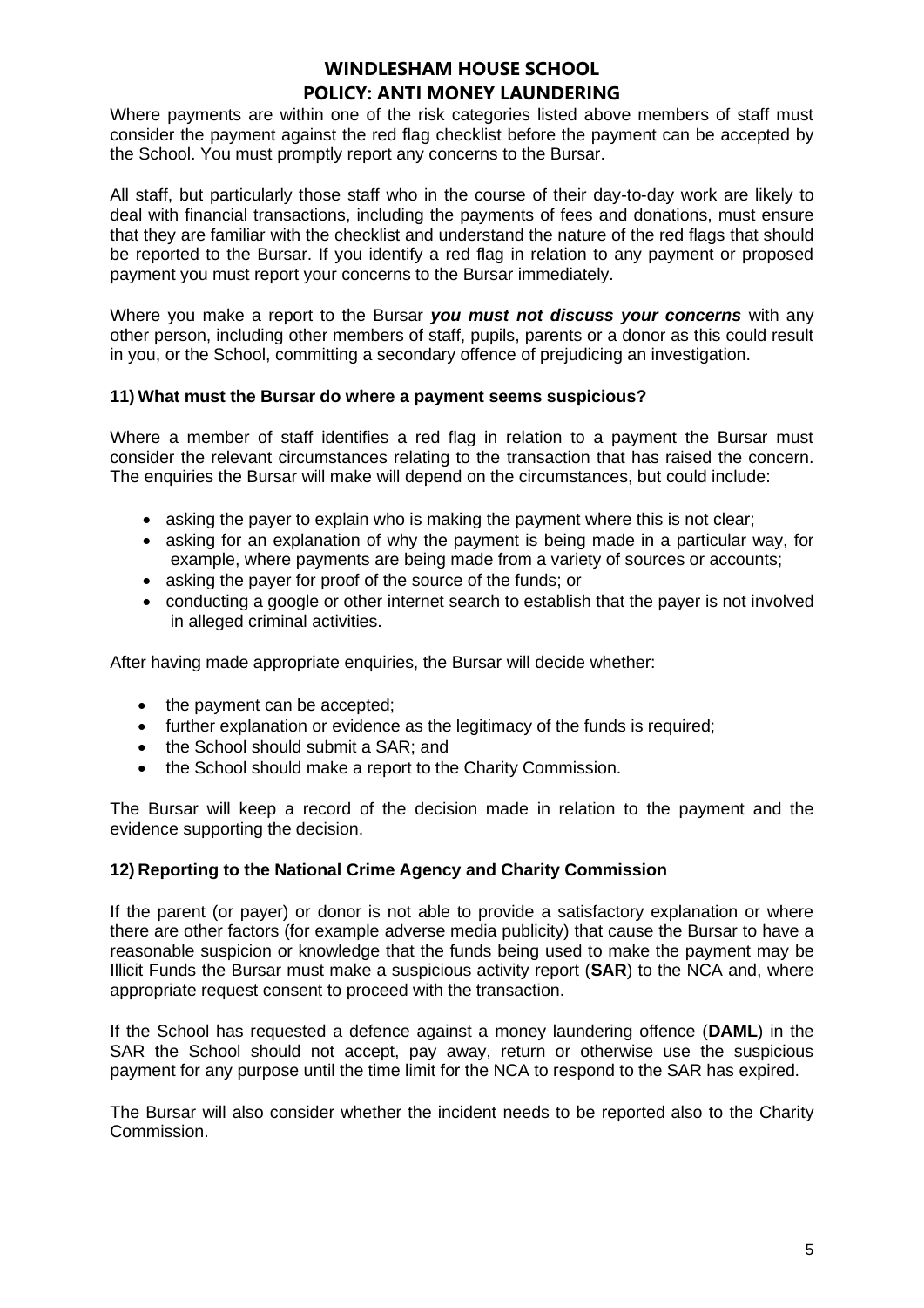Where payments are within one of the risk categories listed above members of staff must consider the payment against the red flag checklist before the payment can be accepted by the School. You must promptly report any concerns to the Bursar.

All staff, but particularly those staff who in the course of their day-to-day work are likely to deal with financial transactions, including the payments of fees and donations, must ensure that they are familiar with the checklist and understand the nature of the red flags that should be reported to the Bursar. If you identify a red flag in relation to any payment or proposed payment you must report your concerns to the Bursar immediately.

Where you make a report to the Bursar ***you must not discuss your concerns*** with any other person, including other members of staff, pupils, parents or a donor as this could result in you, or the School, committing a secondary offence of prejudicing an investigation.

### 11) What must the Bursar do where a payment seems suspicious?

Where a member of staff identifies a red flag in relation to a payment the Bursar must consider the relevant circumstances relating to the transaction that has raised the concern. The enquiries the Bursar will make will depend on the circumstances, but could include:

- asking the payer to explain who is making the payment where this is not clear;
- asking for an explanation of why the payment is being made in a particular way, for example, where payments are being made from a variety of sources or accounts;
- asking the payer for proof of the source of the funds; or
- conducting a google or other internet search to establish that the payer is not involved in alleged criminal activities.

After having made appropriate enquiries, the Bursar will decide whether:

- the payment can be accepted;
- further explanation or evidence as the legitimacy of the funds is required;
- the School should submit a SAR; and
- the School should make a report to the Charity Commission.

The Bursar will keep a record of the decision made in relation to the payment and the evidence supporting the decision.

### 12) Reporting to the National Crime Agency and Charity Commission

If the parent (or payer) or donor is not able to provide a satisfactory explanation or where there are other factors (for example adverse media publicity) that cause the Bursar to have a reasonable suspicion or knowledge that the funds being used to make the payment may be Illicit Funds the Bursar must make a suspicious activity report (**SAR**) to the NCA and, where appropriate request consent to proceed with the transaction.

If the School has requested a defence against a money laundering offence (**DAML**) in the SAR the School should not accept, pay away, return or otherwise use the suspicious payment for any purpose until the time limit for the NCA to respond to the SAR has expired.

The Bursar will also consider whether the incident needs to be reported also to the Charity Commission.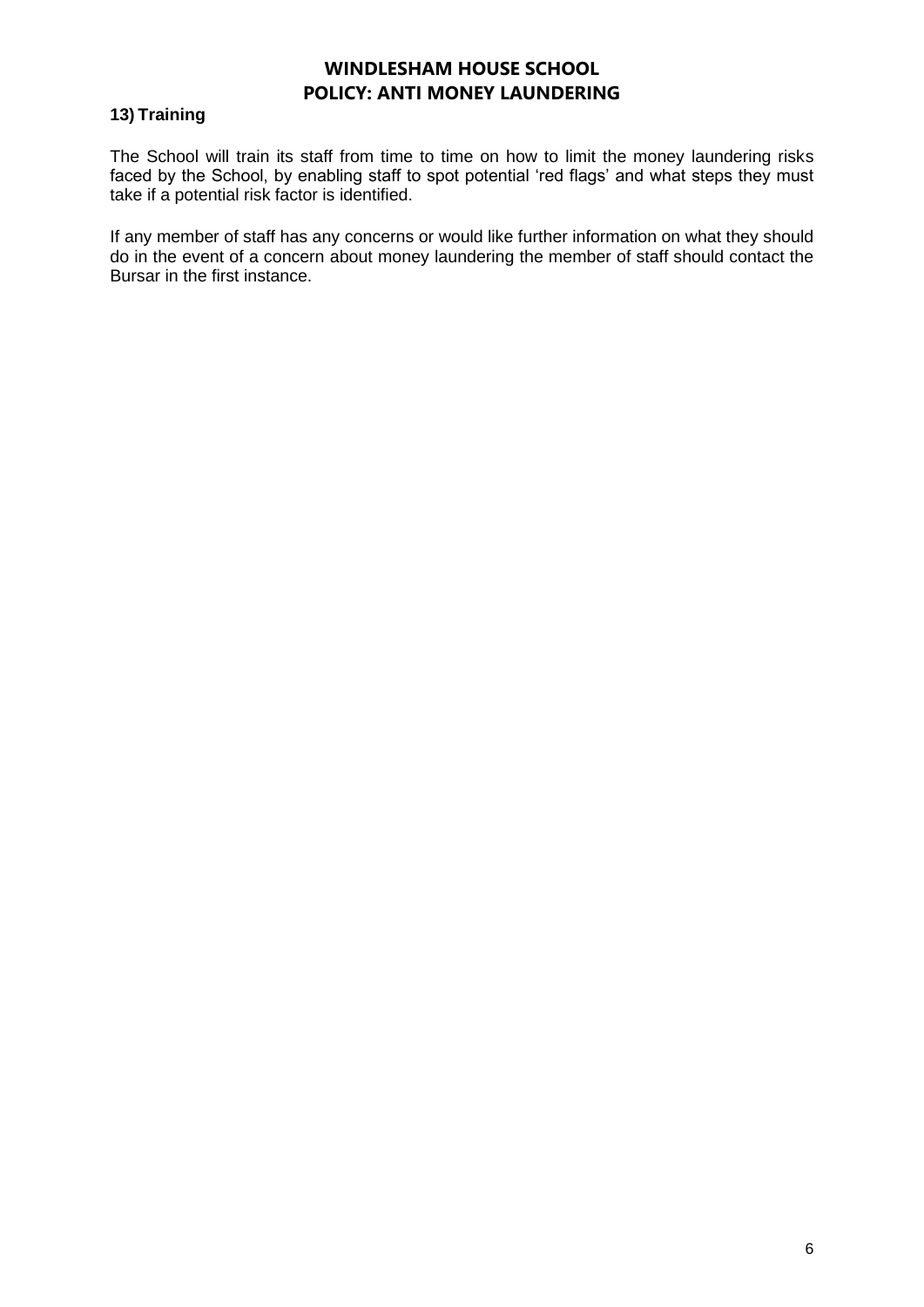**13) Training**

The School will train its staff from time to time on how to limit the money laundering risks faced by the School, by enabling staff to spot potential 'red flags' and what steps they must take if a potential risk factor is identified.

If any member of staff has any concerns or would like further information on what they should do in the event of a concern about money laundering the member of staff should contact the Bursar in the first instance.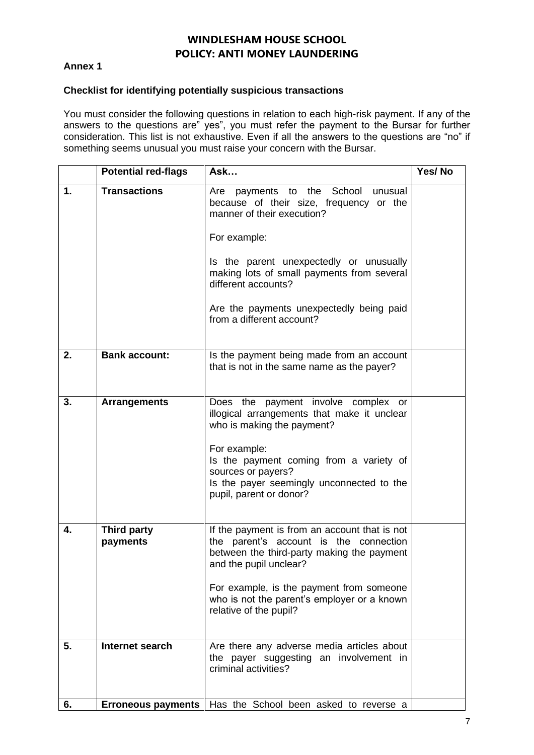**Annex 1**

**Checklist for identifying potentially suspicious transactions**

You must consider the following questions in relation to each high-risk payment. If any of the answers to the questions are" yes", you must refer the payment to the Bursar for further consideration. This list is not exhaustive. Even if all the answers to the questions are "no" if something seems unusual you must raise your concern with the Bursar.

| | Potential red-flags | Ask… | Yes/ No |
|---|---|---|---|
| **1.** | **Transactions** | Are payments to the School unusual because of their size, frequency or the manner of their execution?<br><br>For example:<br><br>Is the parent unexpectedly or unusually making lots of small payments from several different accounts?<br><br>Are the payments unexpectedly being paid from a different account? | |
| **2.** | **Bank account:** | Is the payment being made from an account that is not in the same name as the payer? | |
| **3.** | **Arrangements** | Does the payment involve complex or illogical arrangements that make it unclear who is making the payment?<br><br>For example:<br>Is the payment coming from a variety of sources or payers?<br>Is the payer seemingly unconnected to the pupil, parent or donor? | |
| **4.** | **Third party payments** | If the payment is from an account that is not the parent's account is the connection between the third-party making the payment and the pupil unclear?<br><br>For example, is the payment from someone who is not the parent's employer or a known relative of the pupil? | |
| **5.** | **Internet search** | Are there any adverse media articles about the payer suggesting an involvement in criminal activities? | |
| **6.** | **Erroneous payments** | Has the School been asked to reverse a | |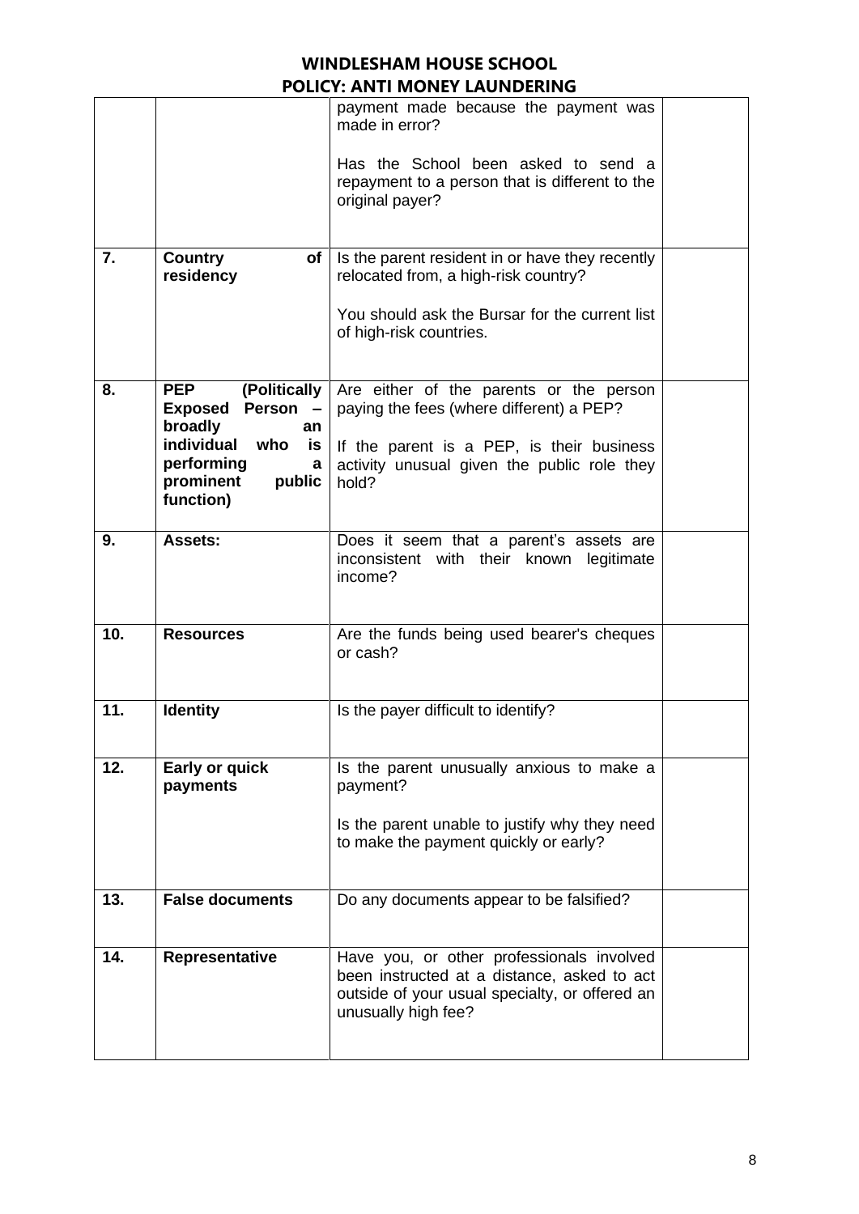| | | | |
|---|---|---|---|
| | | payment made because the payment was made in error?<br><br>Has the School been asked to send a repayment to a person that is different to the original payer? | |
| **7.** | **Country of residency** | Is the parent resident in or have they recently relocated from, a high-risk country?<br><br>You should ask the Bursar for the current list of high-risk countries. | |
| **8.** | **PEP (Politically Exposed Person – broadly an individual who is performing a prominent public function)** | Are either of the parents or the person paying the fees (where different) a PEP?<br><br>If the parent is a PEP, is their business activity unusual given the public role they hold? | |
| **9.** | **Assets:** | Does it seem that a parent's assets are inconsistent with their known legitimate income? | |
| **10.** | **Resources** | Are the funds being used bearer's cheques or cash? | |
| **11.** | **Identity** | Is the payer difficult to identify? | |
| **12.** | **Early or quick payments** | Is the parent unusually anxious to make a payment?<br><br>Is the parent unable to justify why they need to make the payment quickly or early? | |
| **13.** | **False documents** | Do any documents appear to be falsified? | |
| **14.** | **Representative** | Have you, or other professionals involved been instructed at a distance, asked to act outside of your usual specialty, or offered an unusually high fee? | |